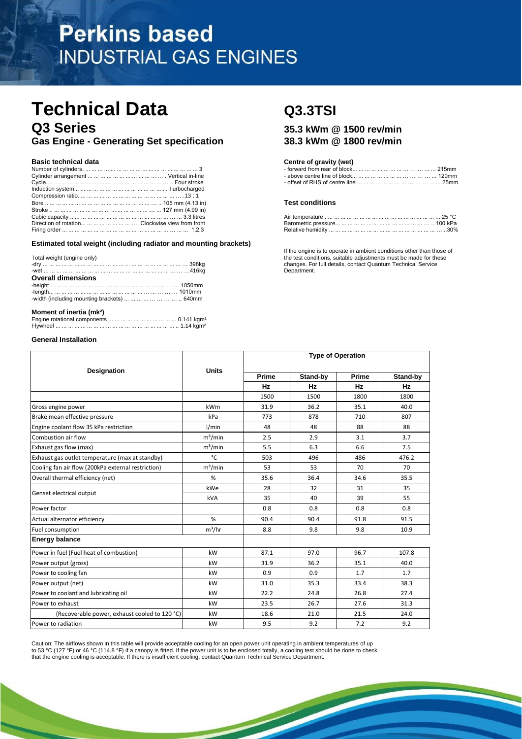# Perkins based INDUSTRIAL GAS ENGINES

# Technical Data

## Q3 Series

### Gas Engine - Generating Set specification

# Q3.3TSI

### 35.3 kWm @ 1500 rev/min
### 38.3 kWm @ 1800 rev/min

**Basic technical data**

Number of cylinders. ... ... ... ... ... ... ... ... ... ... ... ... ... ... ... ... 3
Cylinder arrangement ... ... ... ... ... ... ... ... ... ... ... ... . Vertical in-line
Cycle. ... ... ... ... ... ... ... ... ... ... ... ... ... ... ... ... .. Four stroke
Induction system... ... ... ... ... ... ... ... ... ... ... ... ... Turbocharged
Compression ratio. ... ... ... ... ... ... ... ... ... ... ... ... ... .13 : 1
Bore .. ... ... ... ... ... ... ... ... ... ... ... ... ... ... ... .. 105 mm (4.13 in)
Stroke .. ... ... ... ... ... ... ... ... ... ... ... ... ... ... ... 127 mm (4.99 in)
Cubic capacity .. ... ... ... ... ... ... ... ... ... ... ... ... ... ... ... 3.3 litres
Direction of rotation... ... ... ... ... ... ... .... Clockwise view from front
Firing order ... ... ... ... ... ... ... ... ... ... ... ... ... ... ... ... ... 1,2,3

**Estimated total weight (including radiator and mounting brackets)**

Total weight (engine only)
-dry ... ... ... ... ... ... ... ... ... ... ... ... ... ... ... ... ... ... ... 398kg
-wet ... ... ... ... ... ... ... ... ... ... ... ... ... ... ... ... ... ... ...416kg

**Overall dimensions**

-height ... ... ... ... ... ... ... ... ... ... ... ... ... ... ... ... ... 1050mm
-length... ... ... ... ... ... ... ... ... ... ... ... ... ... ... ... ... 1010mm
-width (including mounting brackets) ... ... ... ... ... ... .. 640mm

**Moment of inertia (mk²)**

Engine rotational components ... ... ... ... ... ... ... ... ... 0.141 kgm²
Flywheel ... ... ... ... ... ... ... ... ... ... ... ... ... ... ... ... .. 1.14 kgm²

**Centre of gravity (wet)**

- forward from rear of block... ... ... ... ... ... ... ... ... ... 215mm
- above centre line of block... ... ... ... ... ... ... ... ... ... 120mm
- offset of RHS of centre line ... ... ... ... ... ... ... ... ... ... 25mm

**Test conditions**

Air temperature . ... ... ... ... ... ... ... ... ... ... ... ... ... ... 25 °C
Barometric pressure... ... ... ... ... ... ... ... ... ... ... ... .. 100 kPa
Relative humidity ... ... ... ... ... ... ... ... ... ... ... ... ... ..30%

If the engine is to operate in ambient conditions other than those of the test conditions, suitable adjustments must be made for these changes. For full details, contact Quantum Technical Service Department.

**General Installation**

| Designation | Units | Type of Operation | | | |
|---|---|---|---|---|---|
| | | Prime | Stand-by | Prime | Stand-by |
| | | Hz | Hz | Hz | Hz |
| | | 1500 | 1500 | 1800 | 1800 |
| Gross engine power | kWm | 31.9 | 36.2 | 35.1 | 40.0 |
| Brake mean effective pressure | kPa | 773 | 878 | 710 | 807 |
| Engine coolant flow 35 kPa restriction | l/min | 48 | 48 | 88 | 88 |
| Combustion air flow | m³/min | 2.5 | 2.9 | 3.1 | 3.7 |
| Exhaust gas flow (max) | m³/min | 5.5 | 6.3 | 6.6 | 7.5 |
| Exhaust gas outlet temperature (max at standby) | °C | 503 | 496 | 486 | 476.2 |
| Cooling fan air flow (200kPa external restriction) | m³/min | 53 | 53 | 70 | 70 |
| Overall thermal efficiency (net) | % | 35.6 | 36.4 | 34.6 | 35.5 |
| Genset electrical output | kWe | 28 | 32 | 31 | 35 |
| | kVA | 35 | 40 | 39 | 55 |
| Power factor | | 0.8 | 0.8 | 0.8 | 0.8 |
| Actual alternator efficiency | % | 90.4 | 90.4 | 91.8 | 91.5 |
| Fuel consumption | m³/hr | 8.8 | 9.8 | 9.8 | 10.9 |
| **Energy balance** | | | | | |
| Power in fuel (Fuel heat of combustion) | kW | 87.1 | 97.0 | 96.7 | 107.8 |
| Power output (gross) | kW | 31.9 | 36.2 | 35.1 | 40.0 |
| Power to cooling fan | kW | 0.9 | 0.9 | 1.7 | 1.7 |
| Power output (net) | kW | 31.0 | 35.3 | 33.4 | 38.3 |
| Power to coolant and lubricating oil | kW | 22.2 | 24.8 | 26.8 | 27.4 |
| Power to exhaust | kW | 23.5 | 26.7 | 27.6 | 31.3 |
| (Recoverable power, exhaust cooled to 120 °C) | kW | 18.6 | 21.0 | 21.5 | 24.0 |
| Power to radiation | kW | 9.5 | 9.2 | 7.2 | 9.2 |

Caution: The airflows shown in this table will provide acceptable cooling for an open power unit operating in ambient temperatures of up to 53 °C (127 °F) or 46 °C (114.8 °F) if a canopy is fitted. If the power unit is to be enclosed totally, a cooling test should be done to check that the engine cooling is acceptable. If there is insufficient cooling, contact Quantum Technical Service Department.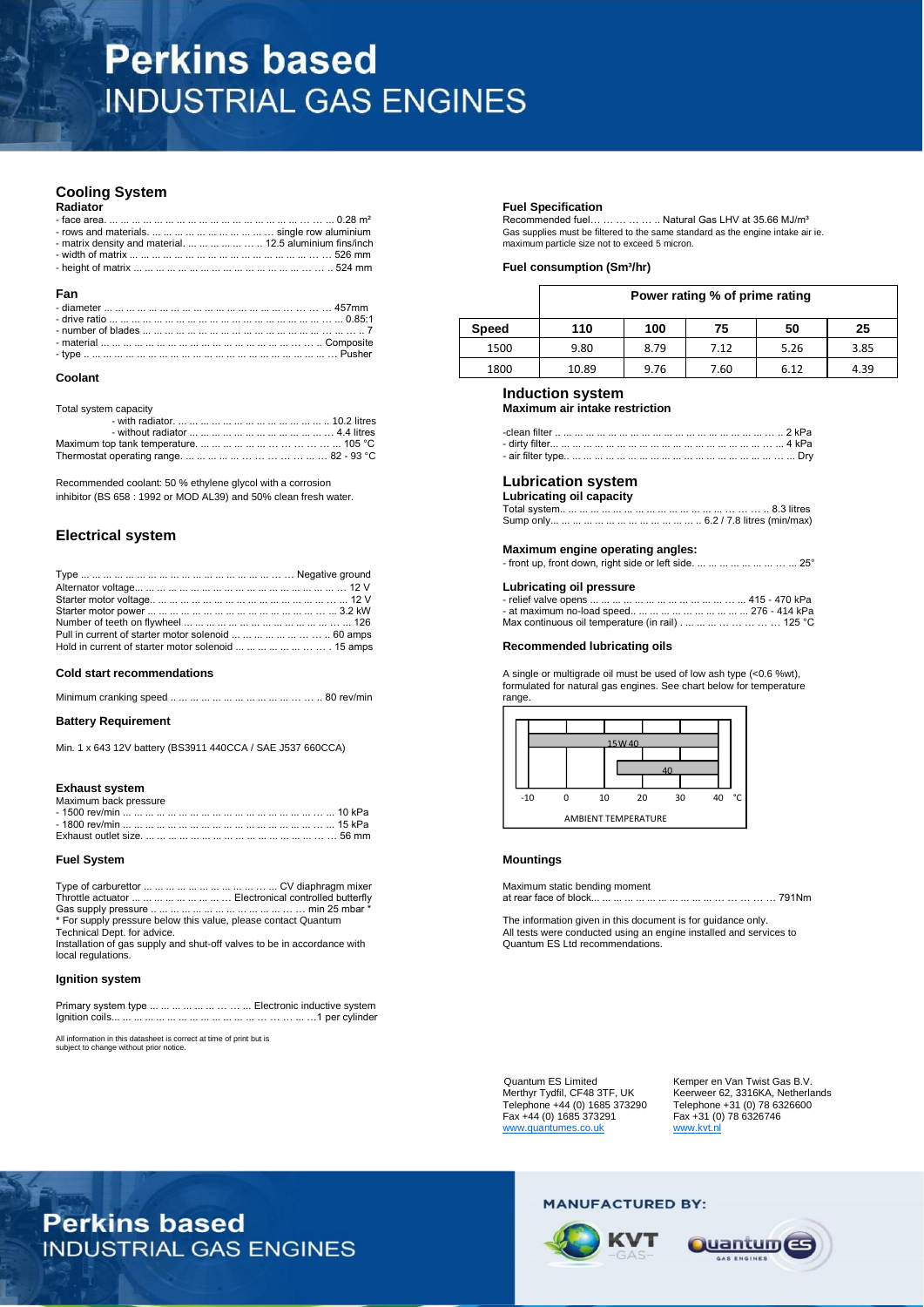# Perkins based
## INDUSTRIAL GAS ENGINES

## Cooling System

### Radiator

- face area. ... ... ... ... ... ... ... ... ... ... ... ... ... ... ... ... ... ... 0.28 m²
- rows and materials. ... ... ... ... ... ... ... ... ... ... single row aluminium
- matrix density and material. ... ... ... ... ... .. 12.5 aluminium fins/inch
- width of matrix ... ... ... ... ... ... ... ... ... ... ... ... ... ... ... ... 526 mm
- height of matrix ... ... ... ... ... ... ... ... ... ... ... ... ... ... ... .. 524 mm

### Fan

- diameter ... ... ... ... ... ... ... ... ... ... ... ... ... ... ... ... ... 457mm
- drive ratio ... ... ... ... ... ... ... ... ... ... ... ... ... ... ... ... ... 0.85:1
- number of blades ... ... ... ... ... ... ... ... ... ... ... ... ... ... ... 7
- material ... ... ... ... ... ... ... ... ... ... ... ... ... ... ... .. Composite
- type .. ... ... ... ... ... ... ... ... ... ... ... ... ... ... ... ... ... Pusher

### Coolant

Total system capacity
- with radiator. ... ... ... ... ... ... ... ... ... ... ... ... .. 10.2 litres
- without radiator ... ... ... ... ... ... ... ... ... ... ... ... 4.4 litres

Maximum top tank temperature. ... ... ... ... ... ... ... ... ... ... 105 °C
Thermostat operating range. ... ... ... ... ... ... ... ... ... ... 82 - 93 °C

Recommended coolant: 50 % ethylene glycol with a corrosion inhibitor (BS 658 : 1992 or MOD AL39) and 50% clean fresh water.

## Electrical system

Type ... ... ... ... ... ... ... ... ... ... ... ... ... ... ... ... Negative ground
Alternator voltage... ... ... ... ... ... ... ... ... ... ... ... ... ... ... ... 12 V
Starter motor voltage.. ... ... ... ... ... ... ... ... ... ... ... ... ... ... 12 V
Starter motor power ... ... ... ... ... ... ... ... ... ... ... ... ... ... 3.2 kW
Number of teeth on flywheel ... ... ... ... ... ... ... ... ... ... ... ... 126
Pull in current of starter motor solenoid ... ... ... ... ... ... ... 60 amps
Hold in current of starter motor solenoid ... ... ... ... ... ... ... . 15 amps

### Cold start recommendations

Minimum cranking speed .. ... ... ... ... ... ... ... ... ... ... ... .. 80 rev/min

### Battery Requirement

Min. 1 x 643 12V battery (BS3911 440CCA / SAE J537 660CCA)

### Exhaust system

Maximum back pressure
- 1500 rev/min ... ... ... ... ... ... ... ... ... ... ... ... ... ... ... ... 10 kPa
- 1800 rev/min ... ... ... ... ... ... ... ... ... ... ... ... ... ... ... ... 15 kPa

Exhaust outlet size. ... ... ... ... ... ... ... ... ... ... ... ... ... ... ... 56 mm

### Fuel System

Type of carburettor ... ... ... ... ... ... ... ... ... ... ... CV diaphragm mixer
Throttle actuator ... ... ... ... ... ... ... ... ... Electronical controlled butterfly
Gas supply pressure .. ... ... ... ... ... ... ... ... ... ... ... ... min 25 mbar *
* For supply pressure below this value, please contact Quantum Technical Dept. for advice.
Installation of gas supply and shut-off valves to be in accordance with local regulations.

### Ignition system

Primary system type ... ... ... ... ... ... ... ... Electronic inductive system
Ignition coils... ... ... ... ... ... ... ... ... ... ... ... ... ... ... ...1 per cylinder

All information in this datasheet is correct at time of print but is subject to change without prior notice.

### Fuel Specification

Recommended fuel... ... ... ... ... .. Natural Gas LHV at 35.66 MJ/m³
Gas supplies must be filtered to the same standard as the engine intake air ie. maximum particle size not to exceed 5 micron.

### Fuel consumption (Sm³/hr)

| | Power rating % of prime rating | | | | |
|---|---|---|---|---|---|
| **Speed** | **110** | **100** | **75** | **50** | **25** |
| 1500 | 9.80 | 8.79 | 7.12 | 5.26 | 3.85 |
| 1800 | 10.89 | 9.76 | 7.60 | 6.12 | 4.39 |

## Induction system

### Maximum air intake restriction

-clean filter .. ... ... ... ... ... ... ... ... ... ... ... ... ... ... ... ... .. 2 kPa
- dirty filter... ... ... ... ... ... ... ... ... ... ... ... ... ... ... ... ... 4 kPa
- air filter type.. ... ... ... ... ... ... ... ... ... ... ... ... ... ... ... ... Dry

## Lubrication system

### Lubricating oil capacity

Total system.. ... ... ... ... ... ... ... ... ... ... ... ... ... ... ... .. 8.3 litres
Sump only... ... ... ... ... ... ... ... ... ... ... .. 6.2 / 7.8 litres (min/max)

### Maximum engine operating angles:

- front up, front down, right side or left side. ... ... ... ... ... ... ... 25°

### Lubricating oil pressure

- relief valve opens ... ... ... ... ... ... ... ... ... ... ... ... 415 - 470 kPa
- at maximum no-load speed.. ... ... ... ... ... ... ... ... 276 - 414 kPa

Max continuous oil temperature (in rail) . ... ... ... ... ... ... ... 125 °C

### Recommended lubricating oils

A single or multigrade oil must be used of low ash type (<0.6 %wt), formulated for natural gas engines. See chart below for temperature range.

15W40
40
-10 0 10 20 30 40 °C
AMBIENT TEMPERATURE

### Mountings

Maximum static bending moment
at rear face of block... ... ... ... ... ... ... ... ... ... ... ... ... ... 791Nm

The information given in this document is for guidance only.
All tests were conducted using an engine installed and services to Quantum ES Ltd recommendations.

Quantum ES Limited
Merthyr Tydfil, CF48 3TF, UK
Telephone +44 (0) 1685 373290
Fax +44 (0) 1685 373291
www.quantumes.co.uk

Kemper en Van Twist Gas B.V.
Keerweer 62, 3316KA, Netherlands
Telephone +31 (0) 78 6326600
Fax +31 (0) 78 6326746
www.kvt.nl

# Perkins based
## INDUSTRIAL GAS ENGINES

MANUFACTURED BY: